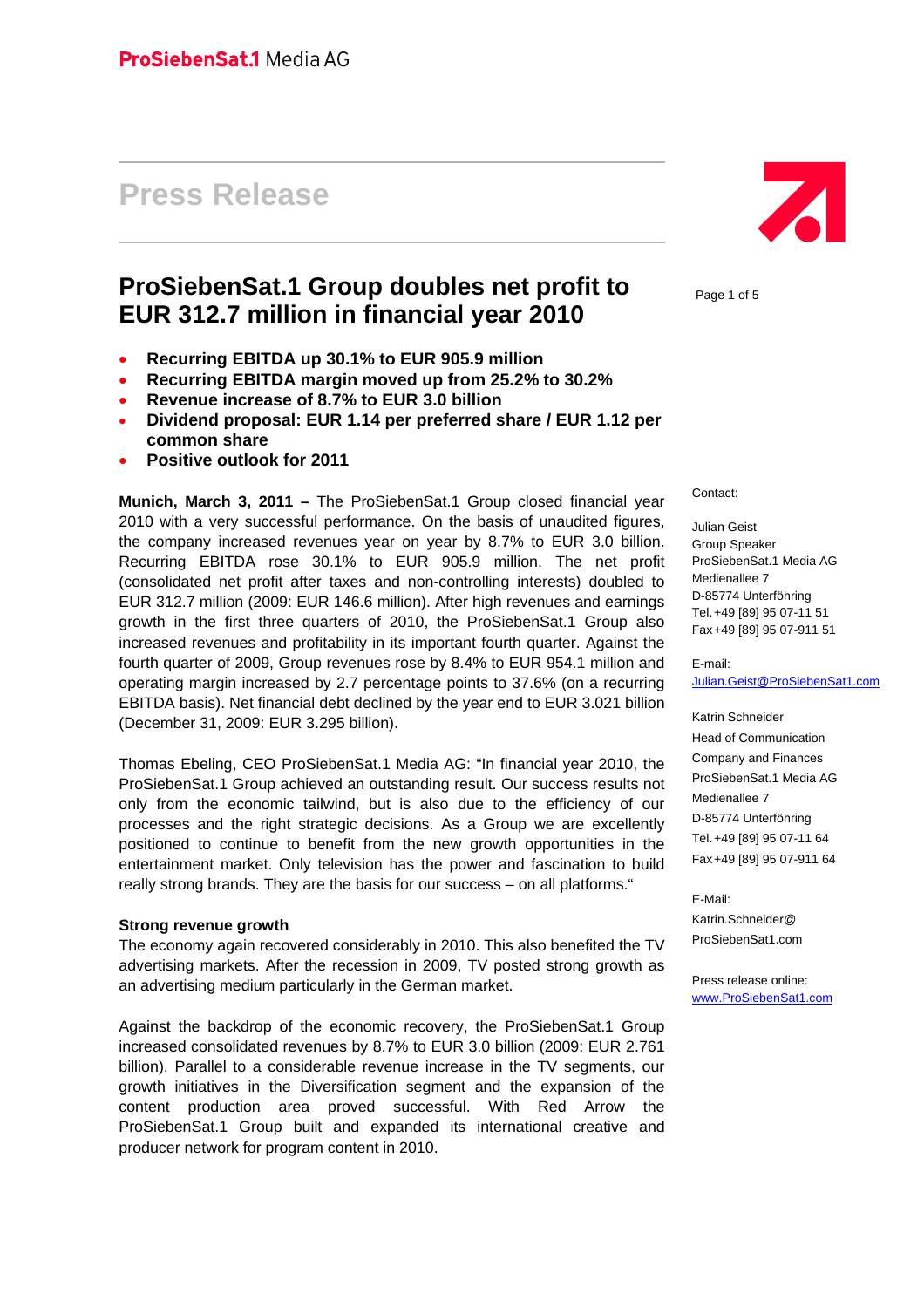ProSiebenSat.1 Media AG

# Press Release

## ProSiebenSat.1 Group doubles net profit to EUR 312.7 million in financial year 2010

- **Recurring EBITDA up 30.1% to EUR 905.9 million**
- **Recurring EBITDA margin moved up from 25.2% to 30.2%**
- **Revenue increase of 8.7% to EUR 3.0 billion**
- **Dividend proposal: EUR 1.14 per preferred share / EUR 1.12 per common share**
- **Positive outlook for 2011**

**Munich, March 3, 2011 –** The ProSiebenSat.1 Group closed financial year 2010 with a very successful performance. On the basis of unaudited figures, the company increased revenues year on year by 8.7% to EUR 3.0 billion. Recurring EBITDA rose 30.1% to EUR 905.9 million. The net profit (consolidated net profit after taxes and non-controlling interests) doubled to EUR 312.7 million (2009: EUR 146.6 million). After high revenues and earnings growth in the first three quarters of 2010, the ProSiebenSat.1 Group also increased revenues and profitability in its important fourth quarter. Against the fourth quarter of 2009, Group revenues rose by 8.4% to EUR 954.1 million and operating margin increased by 2.7 percentage points to 37.6% (on a recurring EBITDA basis). Net financial debt declined by the year end to EUR 3.021 billion (December 31, 2009: EUR 3.295 billion).

Thomas Ebeling, CEO ProSiebenSat.1 Media AG: "In financial year 2010, the ProSiebenSat.1 Group achieved an outstanding result. Our success results not only from the economic tailwind, but is also due to the efficiency of our processes and the right strategic decisions. As a Group we are excellently positioned to continue to benefit from the new growth opportunities in the entertainment market. Only television has the power and fascination to build really strong brands. They are the basis for our success – on all platforms."

**Strong revenue growth**

The economy again recovered considerably in 2010. This also benefited the TV advertising markets. After the recession in 2009, TV posted strong growth as an advertising medium particularly in the German market.

Against the backdrop of the economic recovery, the ProSiebenSat.1 Group increased consolidated revenues by 8.7% to EUR 3.0 billion (2009: EUR 2.761 billion). Parallel to a considerable revenue increase in the TV segments, our growth initiatives in the Diversification segment and the expansion of the content production area proved successful. With Red Arrow the ProSiebenSat.1 Group built and expanded its international creative and producer network for program content in 2010.

Contact:

Julian Geist
Group Speaker
ProSiebenSat.1 Media AG
Medienallee 7
D-85774 Unterföhring
Tel. +49 [89] 95 07-11 51
Fax +49 [89] 95 07-911 51

E-mail:
Julian.Geist@ProSiebenSat1.com

Katrin Schneider
Head of Communication
Company and Finances
ProSiebenSat.1 Media AG
Medienallee 7
D-85774 Unterföhring
Tel. +49 [89] 95 07-11 64
Fax +49 [89] 95 07-911 64

E-Mail:
Katrin.Schneider@
ProSiebenSat1.com

Press release online:
www.ProSiebenSat1.com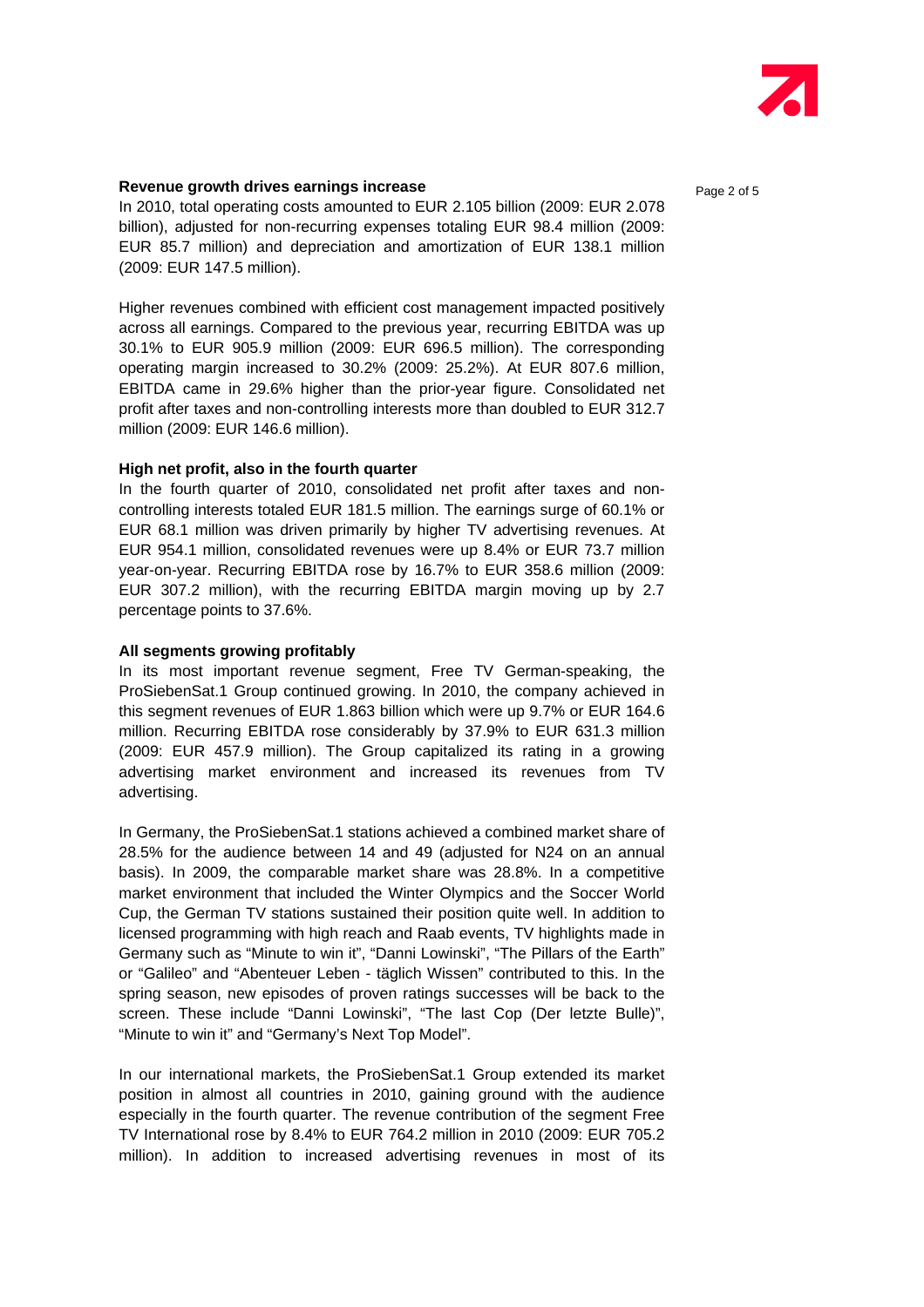**Revenue growth drives earnings increase**

In 2010, total operating costs amounted to EUR 2.105 billion (2009: EUR 2.078 billion), adjusted for non-recurring expenses totaling EUR 98.4 million (2009: EUR 85.7 million) and depreciation and amortization of EUR 138.1 million (2009: EUR 147.5 million).

Higher revenues combined with efficient cost management impacted positively across all earnings. Compared to the previous year, recurring EBITDA was up 30.1% to EUR 905.9 million (2009: EUR 696.5 million). The corresponding operating margin increased to 30.2% (2009: 25.2%). At EUR 807.6 million, EBITDA came in 29.6% higher than the prior-year figure. Consolidated net profit after taxes and non-controlling interests more than doubled to EUR 312.7 million (2009: EUR 146.6 million).

**High net profit, also in the fourth quarter**

In the fourth quarter of 2010, consolidated net profit after taxes and non-controlling interests totaled EUR 181.5 million. The earnings surge of 60.1% or EUR 68.1 million was driven primarily by higher TV advertising revenues. At EUR 954.1 million, consolidated revenues were up 8.4% or EUR 73.7 million year-on-year. Recurring EBITDA rose by 16.7% to EUR 358.6 million (2009: EUR 307.2 million), with the recurring EBITDA margin moving up by 2.7 percentage points to 37.6%.

**All segments growing profitably**

In its most important revenue segment, Free TV German-speaking, the ProSiebenSat.1 Group continued growing. In 2010, the company achieved in this segment revenues of EUR 1.863 billion which were up 9.7% or EUR 164.6 million. Recurring EBITDA rose considerably by 37.9% to EUR 631.3 million (2009: EUR 457.9 million). The Group capitalized its rating in a growing advertising market environment and increased its revenues from TV advertising.

In Germany, the ProSiebenSat.1 stations achieved a combined market share of 28.5% for the audience between 14 and 49 (adjusted for N24 on an annual basis). In 2009, the comparable market share was 28.8%. In a competitive market environment that included the Winter Olympics and the Soccer World Cup, the German TV stations sustained their position quite well. In addition to licensed programming with high reach and Raab events, TV highlights made in Germany such as "Minute to win it", "Danni Lowinski", "The Pillars of the Earth" or "Galileo" and "Abenteuer Leben - täglich Wissen" contributed to this. In the spring season, new episodes of proven ratings successes will be back to the screen. These include "Danni Lowinski", "The last Cop (Der letzte Bulle)", "Minute to win it" and "Germany's Next Top Model".

In our international markets, the ProSiebenSat.1 Group extended its market position in almost all countries in 2010, gaining ground with the audience especially in the fourth quarter. The revenue contribution of the segment Free TV International rose by 8.4% to EUR 764.2 million in 2010 (2009: EUR 705.2 million). In addition to increased advertising revenues in most of its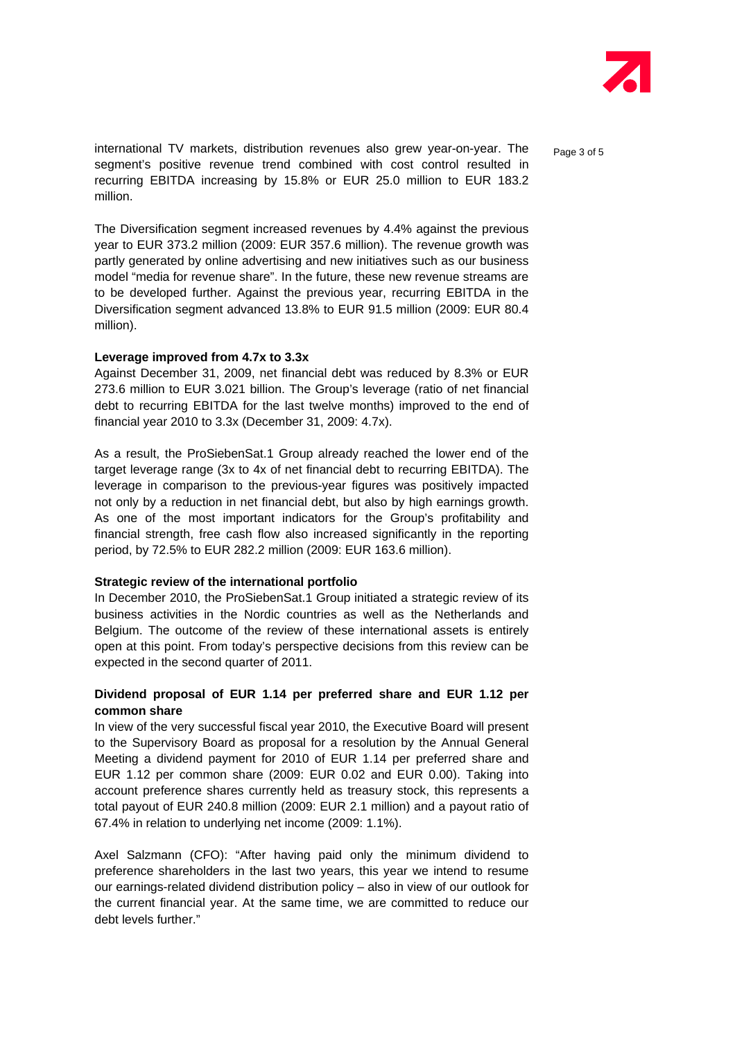international TV markets, distribution revenues also grew year-on-year. The segment's positive revenue trend combined with cost control resulted in recurring EBITDA increasing by 15.8% or EUR 25.0 million to EUR 183.2 million.

The Diversification segment increased revenues by 4.4% against the previous year to EUR 373.2 million (2009: EUR 357.6 million). The revenue growth was partly generated by online advertising and new initiatives such as our business model "media for revenue share". In the future, these new revenue streams are to be developed further. Against the previous year, recurring EBITDA in the Diversification segment advanced 13.8% to EUR 91.5 million (2009: EUR 80.4 million).

**Leverage improved from 4.7x to 3.3x**

Against December 31, 2009, net financial debt was reduced by 8.3% or EUR 273.6 million to EUR 3.021 billion. The Group's leverage (ratio of net financial debt to recurring EBITDA for the last twelve months) improved to the end of financial year 2010 to 3.3x (December 31, 2009: 4.7x).

As a result, the ProSiebenSat.1 Group already reached the lower end of the target leverage range (3x to 4x of net financial debt to recurring EBITDA). The leverage in comparison to the previous-year figures was positively impacted not only by a reduction in net financial debt, but also by high earnings growth. As one of the most important indicators for the Group's profitability and financial strength, free cash flow also increased significantly in the reporting period, by 72.5% to EUR 282.2 million (2009: EUR 163.6 million).

**Strategic review of the international portfolio**

In December 2010, the ProSiebenSat.1 Group initiated a strategic review of its business activities in the Nordic countries as well as the Netherlands and Belgium. The outcome of the review of these international assets is entirely open at this point. From today's perspective decisions from this review can be expected in the second quarter of 2011.

**Dividend proposal of EUR 1.14 per preferred share and EUR 1.12 per common share**

In view of the very successful fiscal year 2010, the Executive Board will present to the Supervisory Board as proposal for a resolution by the Annual General Meeting a dividend payment for 2010 of EUR 1.14 per preferred share and EUR 1.12 per common share (2009: EUR 0.02 and EUR 0.00). Taking into account preference shares currently held as treasury stock, this represents a total payout of EUR 240.8 million (2009: EUR 2.1 million) and a payout ratio of 67.4% in relation to underlying net income (2009: 1.1%).

Axel Salzmann (CFO): "After having paid only the minimum dividend to preference shareholders in the last two years, this year we intend to resume our earnings-related dividend distribution policy – also in view of our outlook for the current financial year. At the same time, we are committed to reduce our debt levels further."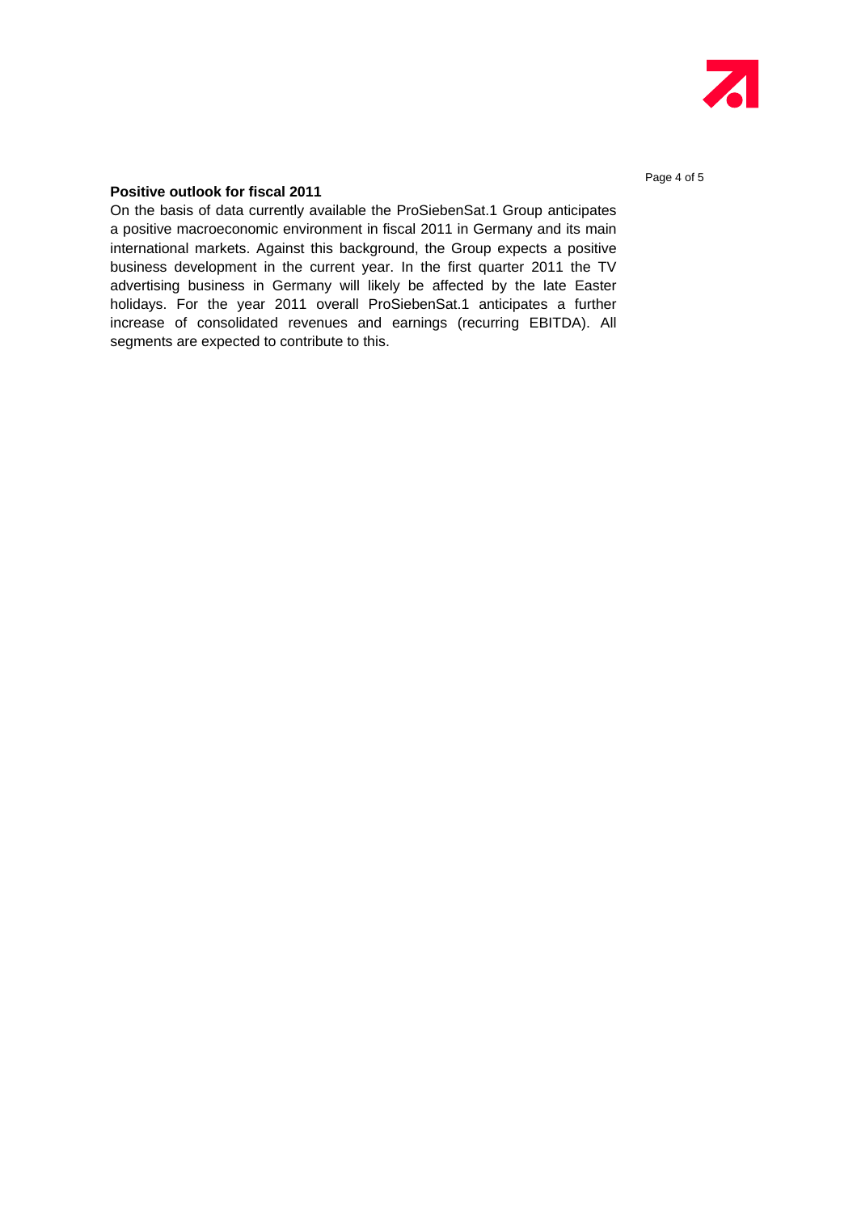**Positive outlook for fiscal 2011**

On the basis of data currently available the ProSiebenSat.1 Group anticipates a positive macroeconomic environment in fiscal 2011 in Germany and its main international markets. Against this background, the Group expects a positive business development in the current year. In the first quarter 2011 the TV advertising business in Germany will likely be affected by the late Easter holidays. For the year 2011 overall ProSiebenSat.1 anticipates a further increase of consolidated revenues and earnings (recurring EBITDA). All segments are expected to contribute to this.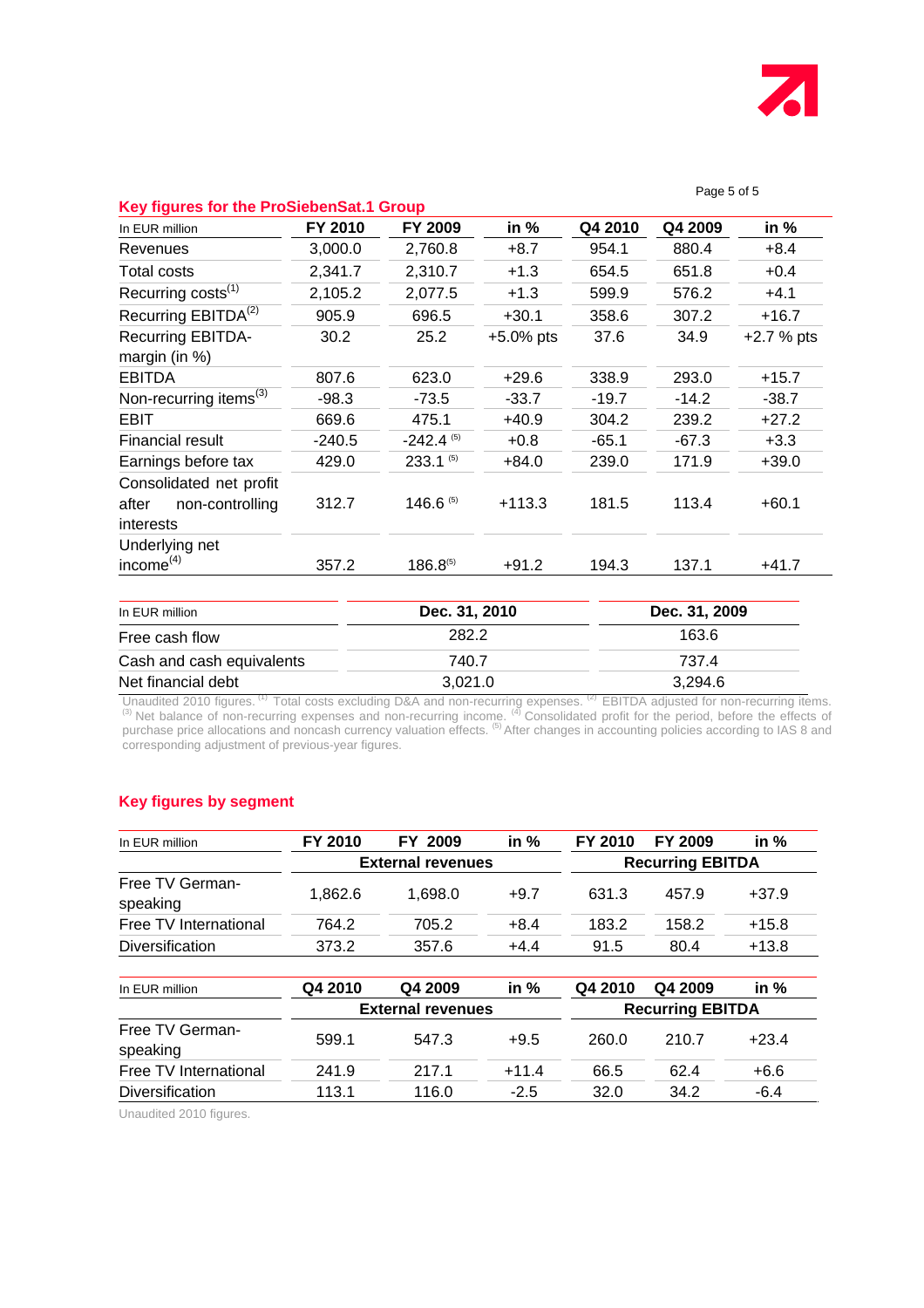## Key figures for the ProSiebenSat.1 Group

| In EUR million | FY 2010 | FY 2009 | in % | Q4 2010 | Q4 2009 | in % |
|---|---|---|---|---|---|---|
| Revenues | 3,000.0 | 2,760.8 | +8.7 | 954.1 | 880.4 | +8.4 |
| Total costs | 2,341.7 | 2,310.7 | +1.3 | 654.5 | 651.8 | +0.4 |
| Recurring costs[1] | 2,105.2 | 2,077.5 | +1.3 | 599.9 | 576.2 | +4.1 |
| Recurring EBITDA[2] | 905.9 | 696.5 | +30.1 | 358.6 | 307.2 | +16.7 |
| Recurring EBITDA-margin (in %) | 30.2 | 25.2 | +5.0% pts | 37.6 | 34.9 | +2.7 % pts |
| EBITDA | 807.6 | 623.0 | +29.6 | 338.9 | 293.0 | +15.7 |
| Non-recurring items[3] | -98.3 | -73.5 | -33.7 | -19.7 | -14.2 | -38.7 |
| EBIT | 669.6 | 475.1 | +40.9 | 304.2 | 239.2 | +27.2 |
| Financial result | -240.5 | -242.4 [5] | +0.8 | -65.1 | -67.3 | +3.3 |
| Earnings before tax | 429.0 | 233.1 [5] | +84.0 | 239.0 | 171.9 | +39.0 |
| Consolidated net profit after non-controlling interests | 312.7 | 146.6 [5] | +113.3 | 181.5 | 113.4 | +60.1 |
| Underlying net income[4] | 357.2 | 186.8[5] | +91.2 | 194.3 | 137.1 | +41.7 |

| In EUR million | Dec. 31, 2010 | Dec. 31, 2009 |
|---|---|---|
| Free cash flow | 282.2 | 163.6 |
| Cash and cash equivalents | 740.7 | 737.4 |
| Net financial debt | 3,021.0 | 3,294.6 |

Unaudited 2010 figures. [1] Total costs excluding D&A and non-recurring expenses. [2] EBITDA adjusted for non-recurring items. [3] Net balance of non-recurring expenses and non-recurring income. [4] Consolidated profit for the period, before the effects of purchase price allocations and noncash currency valuation effects. [5] After changes in accounting policies according to IAS 8 and corresponding adjustment of previous-year figures.

## Key figures by segment

| In EUR million | FY 2010 | FY 2009 | in % | FY 2010 | FY 2009 | in % |
|---|---|---|---|---|---|---|
| | External revenues | | | Recurring EBITDA | | |
| Free TV German-speaking | 1,862.6 | 1,698.0 | +9.7 | 631.3 | 457.9 | +37.9 |
| Free TV International | 764.2 | 705.2 | +8.4 | 183.2 | 158.2 | +15.8 |
| Diversification | 373.2 | 357.6 | +4.4 | 91.5 | 80.4 | +13.8 |

| In EUR million | Q4 2010 | Q4 2009 | in % | Q4 2010 | Q4 2009 | in % |
|---|---|---|---|---|---|---|
| | External revenues | | | Recurring EBITDA | | |
| Free TV German-speaking | 599.1 | 547.3 | +9.5 | 260.0 | 210.7 | +23.4 |
| Free TV International | 241.9 | 217.1 | +11.4 | 66.5 | 62.4 | +6.6 |
| Diversification | 113.1 | 116.0 | -2.5 | 32.0 | 34.2 | -6.4 |

Unaudited 2010 figures.